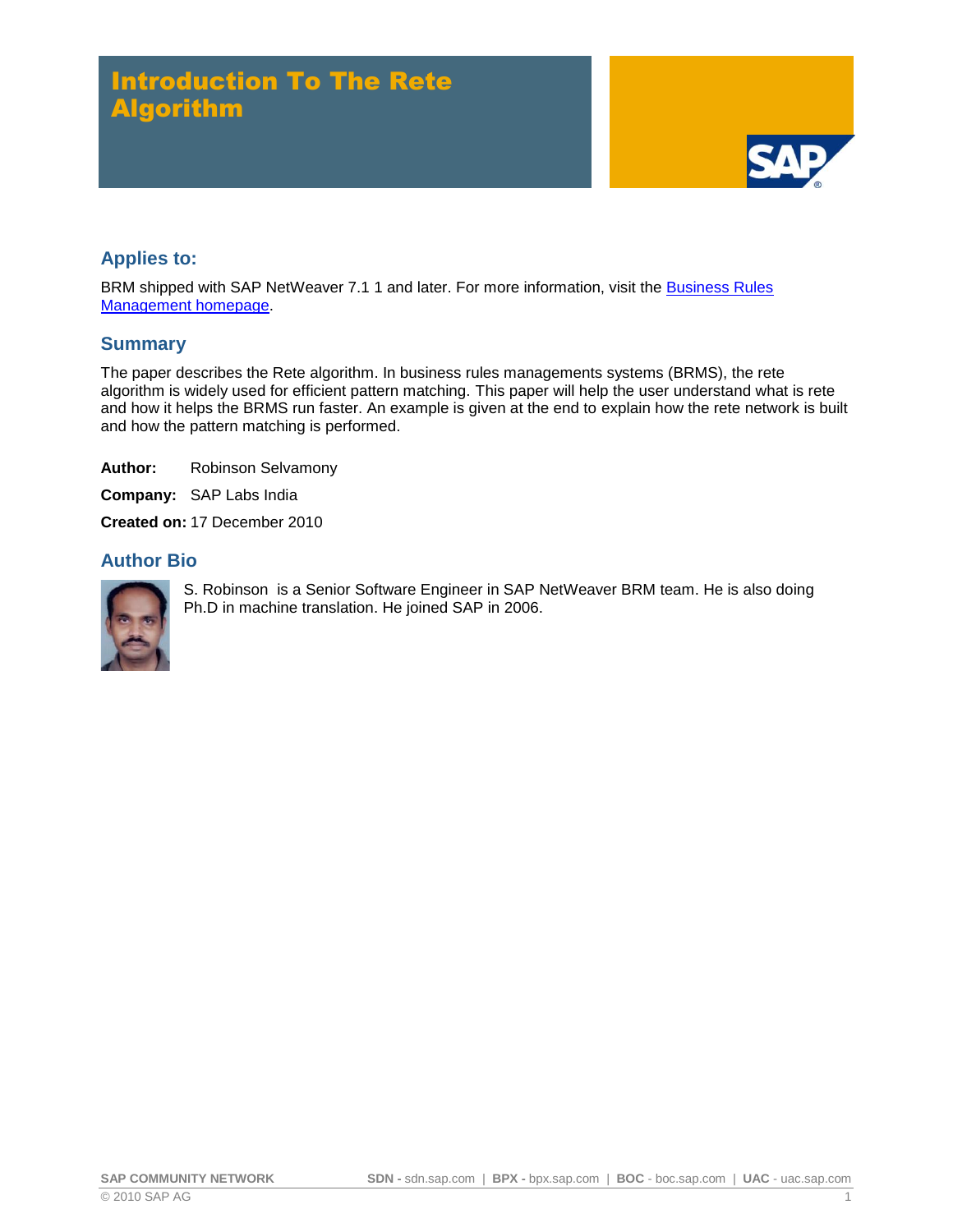# Introduction To The Rete Algorithm

## Applies to:

BRM shipped with SAP NetWeaver 7.1 1 and later. For more information, visit the Business Rules Management homepage.

## Summary

The paper describes the Rete algorithm. In business rules managements systems (BRMS), the rete algorithm is widely used for efficient pattern matching. This paper will help the user understand what is rete and how it helps the BRMS run faster. An example is given at the end to explain how the rete network is built and how the pattern matching is performed.

**Author:** Robinson Selvamony

**Company:** SAP Labs India

**Created on:** 17 December 2010

## Author Bio

S. Robinson is a Senior Software Engineer in SAP NetWeaver BRM team. He is also doing Ph.D in machine translation. He joined SAP in 2006.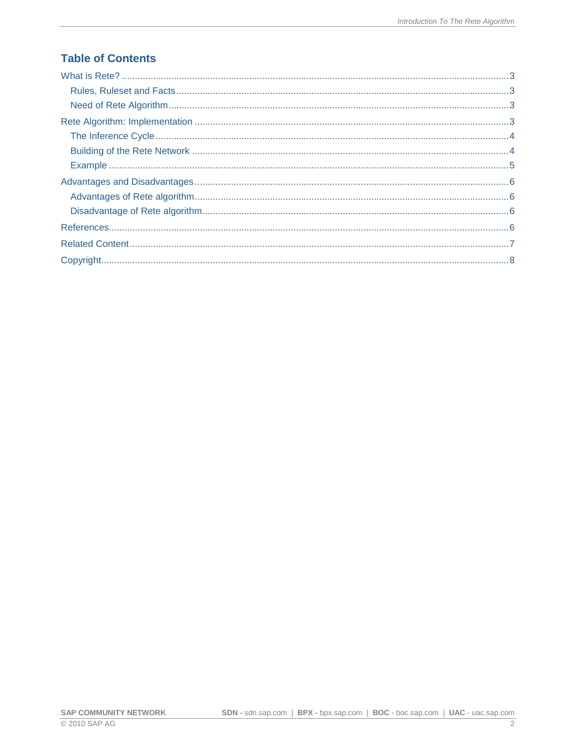## Table of Contents

- What is Rete? ... 3
  - Rules, Ruleset and Facts ... 3
  - Need of Rete Algorithm ... 3
- Rete Algorithm: Implementation ... 3
  - The Inference Cycle ... 4
  - Building of the Rete Network ... 4
  - Example ... 5
- Advantages and Disadvantages ... 6
  - Advantages of Rete algorithm ... 6
  - Disadvantage of Rete algorithm ... 6
- References ... 6
- Related Content ... 7
- Copyright ... 8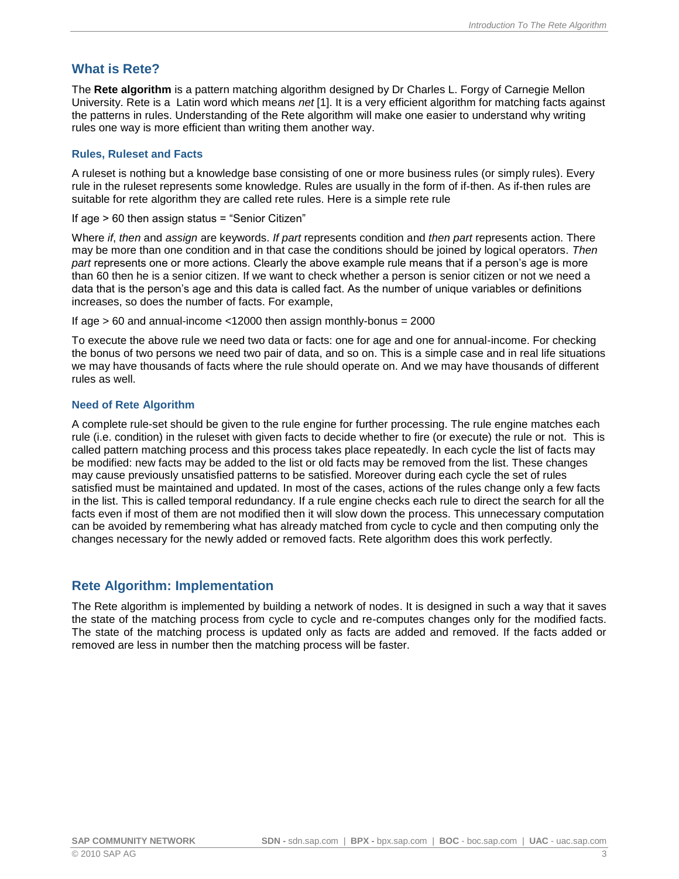## What is Rete?

The **Rete algorithm** is a pattern matching algorithm designed by Dr Charles L. Forgy of Carnegie Mellon University. Rete is a Latin word which means *net* [1]. It is a very efficient algorithm for matching facts against the patterns in rules. Understanding of the Rete algorithm will make one easier to understand why writing rules one way is more efficient than writing them another way.

### Rules, Ruleset and Facts

A ruleset is nothing but a knowledge base consisting of one or more business rules (or simply rules). Every rule in the ruleset represents some knowledge. Rules are usually in the form of if-then. As if-then rules are suitable for rete algorithm they are called rete rules. Here is a simple rete rule

If age > 60 then assign status = "Senior Citizen"

Where *if*, *then* and *assign* are keywords. *If part* represents condition and *then part* represents action. There may be more than one condition and in that case the conditions should be joined by logical operators. *Then part* represents one or more actions. Clearly the above example rule means that if a person's age is more than 60 then he is a senior citizen. If we want to check whether a person is senior citizen or not we need a data that is the person's age and this data is called fact. As the number of unique variables or definitions increases, so does the number of facts. For example,

If age > 60 and annual-income <12000 then assign monthly-bonus = 2000

To execute the above rule we need two data or facts: one for age and one for annual-income. For checking the bonus of two persons we need two pair of data, and so on. This is a simple case and in real life situations we may have thousands of facts where the rule should operate on. And we may have thousands of different rules as well.

### Need of Rete Algorithm

A complete rule-set should be given to the rule engine for further processing. The rule engine matches each rule (i.e. condition) in the ruleset with given facts to decide whether to fire (or execute) the rule or not. This is called pattern matching process and this process takes place repeatedly. In each cycle the list of facts may be modified: new facts may be added to the list or old facts may be removed from the list. These changes may cause previously unsatisfied patterns to be satisfied. Moreover during each cycle the set of rules satisfied must be maintained and updated. In most of the cases, actions of the rules change only a few facts in the list. This is called temporal redundancy. If a rule engine checks each rule to direct the search for all the facts even if most of them are not modified then it will slow down the process. This unnecessary computation can be avoided by remembering what has already matched from cycle to cycle and then computing only the changes necessary for the newly added or removed facts. Rete algorithm does this work perfectly.

## Rete Algorithm: Implementation

The Rete algorithm is implemented by building a network of nodes. It is designed in such a way that it saves the state of the matching process from cycle to cycle and re-computes changes only for the modified facts. The state of the matching process is updated only as facts are added and removed. If the facts added or removed are less in number then the matching process will be faster.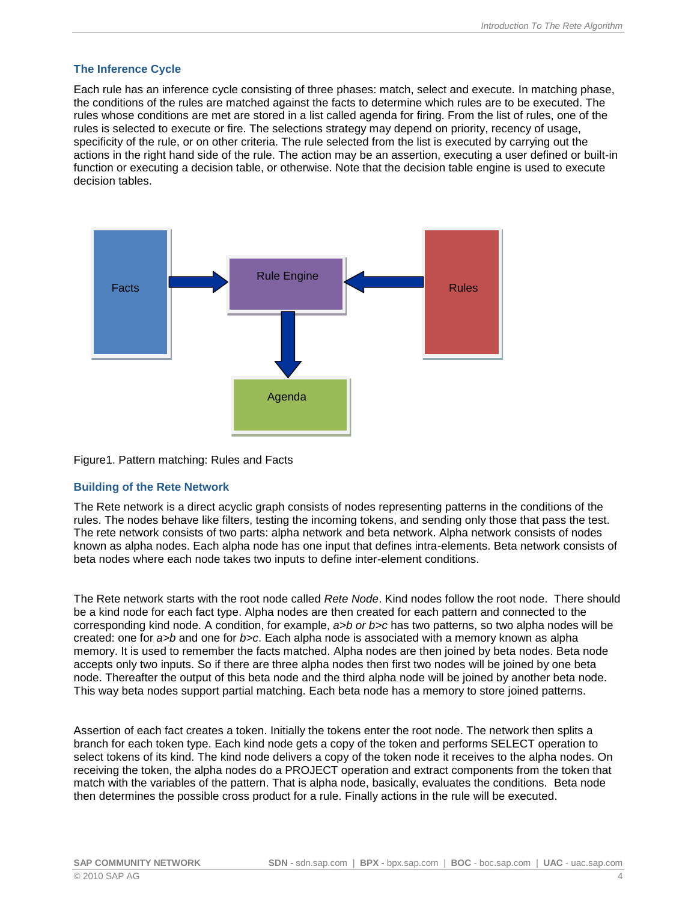### The Inference Cycle

Each rule has an inference cycle consisting of three phases: match, select and execute. In matching phase, the conditions of the rules are matched against the facts to determine which rules are to be executed. The rules whose conditions are met are stored in a list called agenda for firing. From the list of rules, one of the rules is selected to execute or fire. The selections strategy may depend on priority, recency of usage, specificity of the rule, or on other criteria. The rule selected from the list is executed by carrying out the actions in the right hand side of the rule. The action may be an assertion, executing a user defined or built-in function or executing a decision table, or otherwise. Note that the decision table engine is used to execute decision tables.

Facts

Rule Engine

Rules

Agenda

Figure1. Pattern matching: Rules and Facts

### Building of the Rete Network

The Rete network is a direct acyclic graph consists of nodes representing patterns in the conditions of the rules. The nodes behave like filters, testing the incoming tokens, and sending only those that pass the test. The rete network consists of two parts: alpha network and beta network. Alpha network consists of nodes known as alpha nodes. Each alpha node has one input that defines intra-elements. Beta network consists of beta nodes where each node takes two inputs to define inter-element conditions.

The Rete network starts with the root node called *Rete Node*. Kind nodes follow the root node. There should be a kind node for each fact type. Alpha nodes are then created for each pattern and connected to the corresponding kind node. A condition, for example, *a>b or b>c* has two patterns, so two alpha nodes will be created: one for *a>b* and one for *b>c*. Each alpha node is associated with a memory known as alpha memory. It is used to remember the facts matched. Alpha nodes are then joined by beta nodes. Beta node accepts only two inputs. So if there are three alpha nodes then first two nodes will be joined by one beta node. Thereafter the output of this beta node and the third alpha node will be joined by another beta node. This way beta nodes support partial matching. Each beta node has a memory to store joined patterns.

Assertion of each fact creates a token. Initially the tokens enter the root node. The network then splits a branch for each token type. Each kind node gets a copy of the token and performs SELECT operation to select tokens of its kind. The kind node delivers a copy of the token node it receives to the alpha nodes. On receiving the token, the alpha nodes do a PROJECT operation and extract components from the token that match with the variables of the pattern. That is alpha node, basically, evaluates the conditions. Beta node then determines the possible cross product for a rule. Finally actions in the rule will be executed.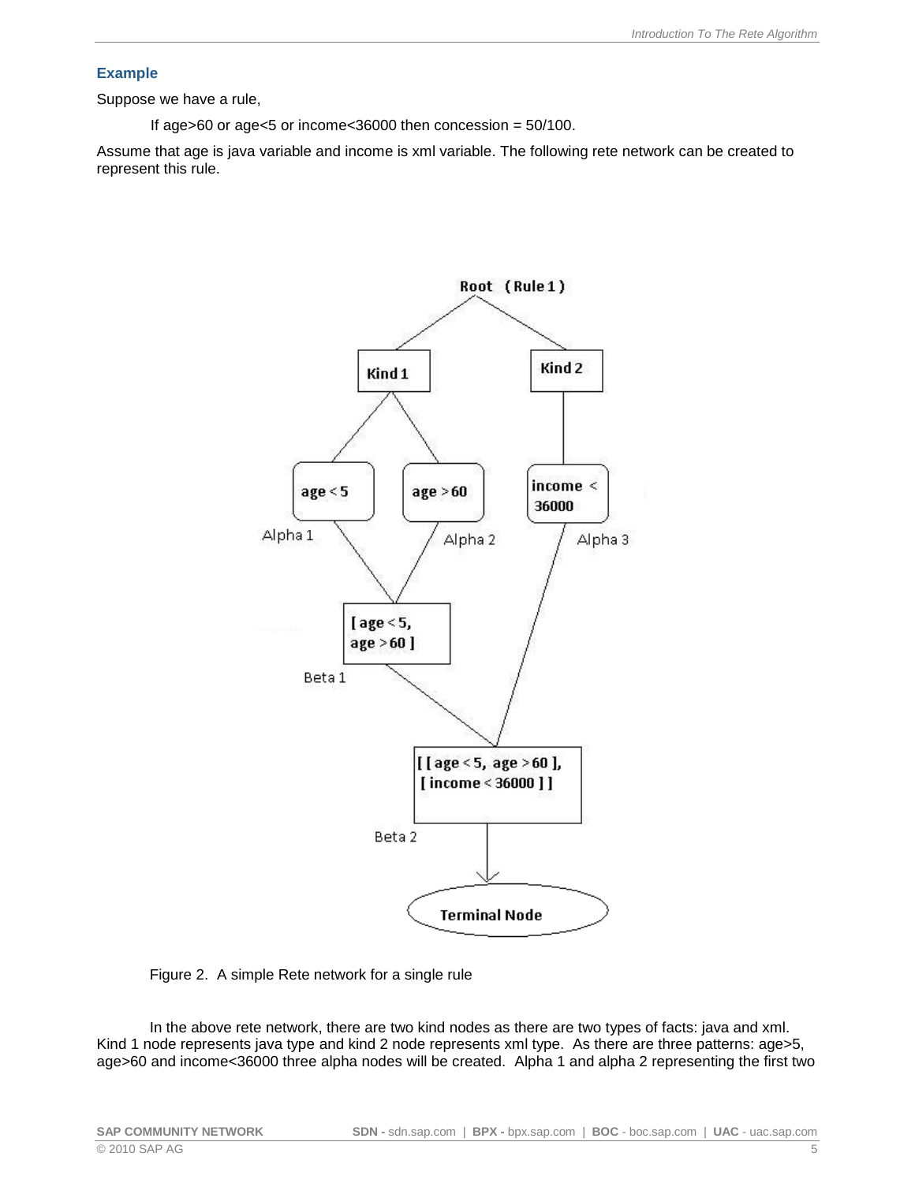### Example

Suppose we have a rule,

If age>60 or age<5 or income<36000 then concession = 50/100.

Assume that age is java variable and income is xml variable. The following rete network can be created to represent this rule.

Figure 2. A simple Rete network for a single rule

In the above rete network, there are two kind nodes as there are two types of facts: java and xml. Kind 1 node represents java type and kind 2 node represents xml type. As there are three patterns: age>5, age>60 and income<36000 three alpha nodes will be created. Alpha 1 and alpha 2 representing the first two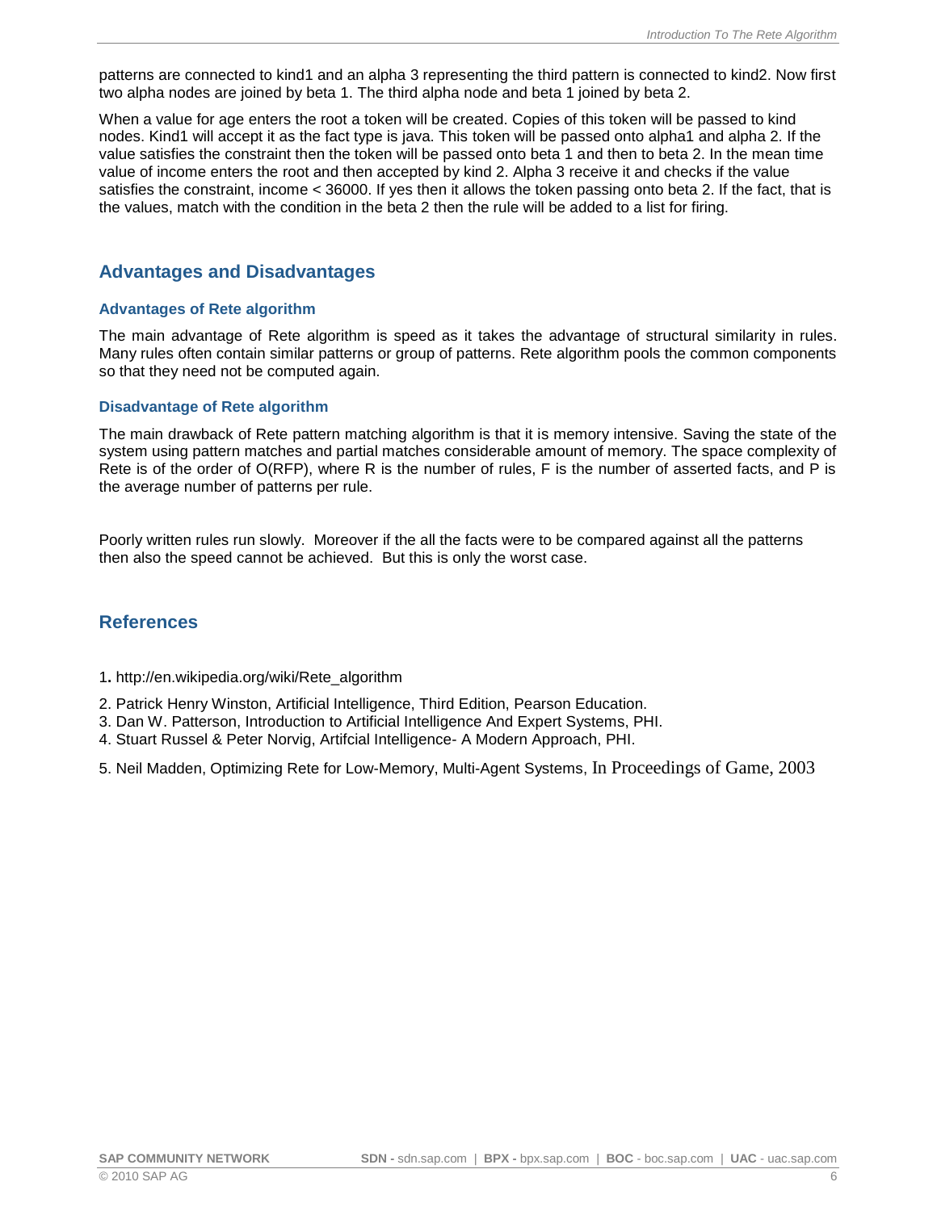patterns are connected to kind1 and an alpha 3 representing the third pattern is connected to kind2. Now first two alpha nodes are joined by beta 1. The third alpha node and beta 1 joined by beta 2.

When a value for age enters the root a token will be created. Copies of this token will be passed to kind nodes. Kind1 will accept it as the fact type is java. This token will be passed onto alpha1 and alpha 2. If the value satisfies the constraint then the token will be passed onto beta 1 and then to beta 2. In the mean time value of income enters the root and then accepted by kind 2. Alpha 3 receive it and checks if the value satisfies the constraint, income < 36000. If yes then it allows the token passing onto beta 2. If the fact, that is the values, match with the condition in the beta 2 then the rule will be added to a list for firing.

## Advantages and Disadvantages

### Advantages of Rete algorithm

The main advantage of Rete algorithm is speed as it takes the advantage of structural similarity in rules. Many rules often contain similar patterns or group of patterns. Rete algorithm pools the common components so that they need not be computed again.

### Disadvantage of Rete algorithm

The main drawback of Rete pattern matching algorithm is that it is memory intensive. Saving the state of the system using pattern matches and partial matches considerable amount of memory. The space complexity of Rete is of the order of O(RFP), where R is the number of rules, F is the number of asserted facts, and P is the average number of patterns per rule.

Poorly written rules run slowly. Moreover if the all the facts were to be compared against all the patterns then also the speed cannot be achieved. But this is only the worst case.

## References

1. http://en.wikipedia.org/wiki/Rete_algorithm
2. Patrick Henry Winston, Artificial Intelligence, Third Edition, Pearson Education.
3. Dan W. Patterson, Introduction to Artificial Intelligence And Expert Systems, PHI.
4. Stuart Russel & Peter Norvig, Artifcial Intelligence- A Modern Approach, PHI.
5. Neil Madden, Optimizing Rete for Low-Memory, Multi-Agent Systems, In Proceedings of Game, 2003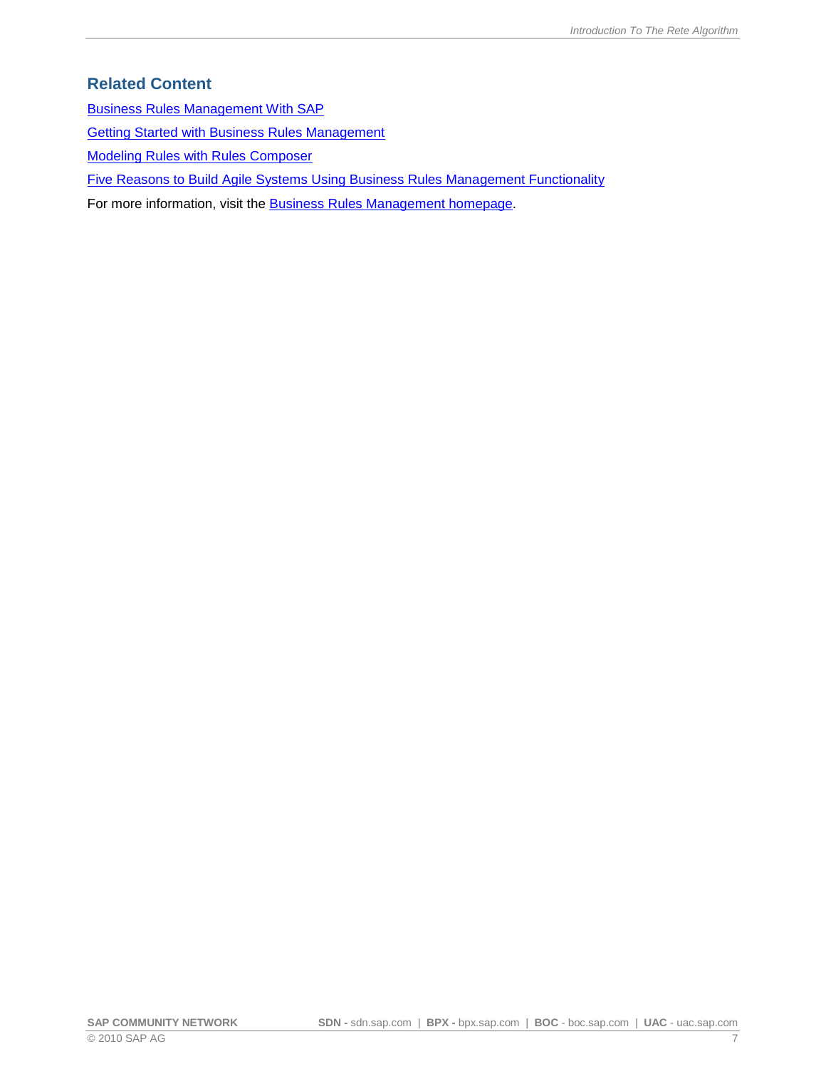## Related Content

Business Rules Management With SAP

Getting Started with Business Rules Management

Modeling Rules with Rules Composer

Five Reasons to Build Agile Systems Using Business Rules Management Functionality

For more information, visit the Business Rules Management homepage.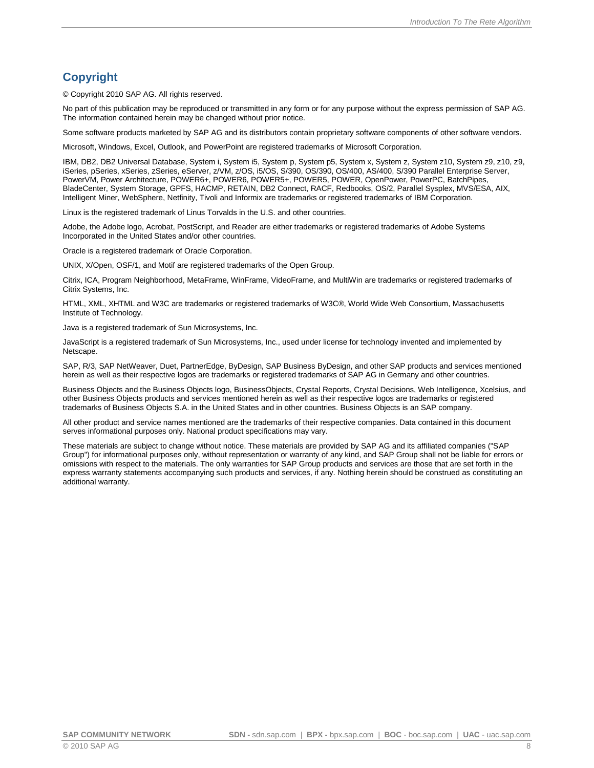## Copyright

© Copyright 2010 SAP AG. All rights reserved.

No part of this publication may be reproduced or transmitted in any form or for any purpose without the express permission of SAP AG. The information contained herein may be changed without prior notice.

Some software products marketed by SAP AG and its distributors contain proprietary software components of other software vendors.

Microsoft, Windows, Excel, Outlook, and PowerPoint are registered trademarks of Microsoft Corporation.

IBM, DB2, DB2 Universal Database, System i, System i5, System p, System p5, System x, System z, System z10, System z9, z10, z9, iSeries, pSeries, xSeries, zSeries, eServer, z/VM, z/OS, i5/OS, S/390, OS/390, OS/400, AS/400, S/390 Parallel Enterprise Server, PowerVM, Power Architecture, POWER6+, POWER6, POWER5+, POWER5, POWER, OpenPower, PowerPC, BatchPipes, BladeCenter, System Storage, GPFS, HACMP, RETAIN, DB2 Connect, RACF, Redbooks, OS/2, Parallel Sysplex, MVS/ESA, AIX, Intelligent Miner, WebSphere, Netfinity, Tivoli and Informix are trademarks or registered trademarks of IBM Corporation.

Linux is the registered trademark of Linus Torvalds in the U.S. and other countries.

Adobe, the Adobe logo, Acrobat, PostScript, and Reader are either trademarks or registered trademarks of Adobe Systems Incorporated in the United States and/or other countries.

Oracle is a registered trademark of Oracle Corporation.

UNIX, X/Open, OSF/1, and Motif are registered trademarks of the Open Group.

Citrix, ICA, Program Neighborhood, MetaFrame, WinFrame, VideoFrame, and MultiWin are trademarks or registered trademarks of Citrix Systems, Inc.

HTML, XML, XHTML and W3C are trademarks or registered trademarks of W3C®, World Wide Web Consortium, Massachusetts Institute of Technology.

Java is a registered trademark of Sun Microsystems, Inc.

JavaScript is a registered trademark of Sun Microsystems, Inc., used under license for technology invented and implemented by Netscape.

SAP, R/3, SAP NetWeaver, Duet, PartnerEdge, ByDesign, SAP Business ByDesign, and other SAP products and services mentioned herein as well as their respective logos are trademarks or registered trademarks of SAP AG in Germany and other countries.

Business Objects and the Business Objects logo, BusinessObjects, Crystal Reports, Crystal Decisions, Web Intelligence, Xcelsius, and other Business Objects products and services mentioned herein as well as their respective logos are trademarks or registered trademarks of Business Objects S.A. in the United States and in other countries. Business Objects is an SAP company.

All other product and service names mentioned are the trademarks of their respective companies. Data contained in this document serves informational purposes only. National product specifications may vary.

These materials are subject to change without notice. These materials are provided by SAP AG and its affiliated companies ("SAP Group") for informational purposes only, without representation or warranty of any kind, and SAP Group shall not be liable for errors or omissions with respect to the materials. The only warranties for SAP Group products and services are those that are set forth in the express warranty statements accompanying such products and services, if any. Nothing herein should be construed as constituting an additional warranty.